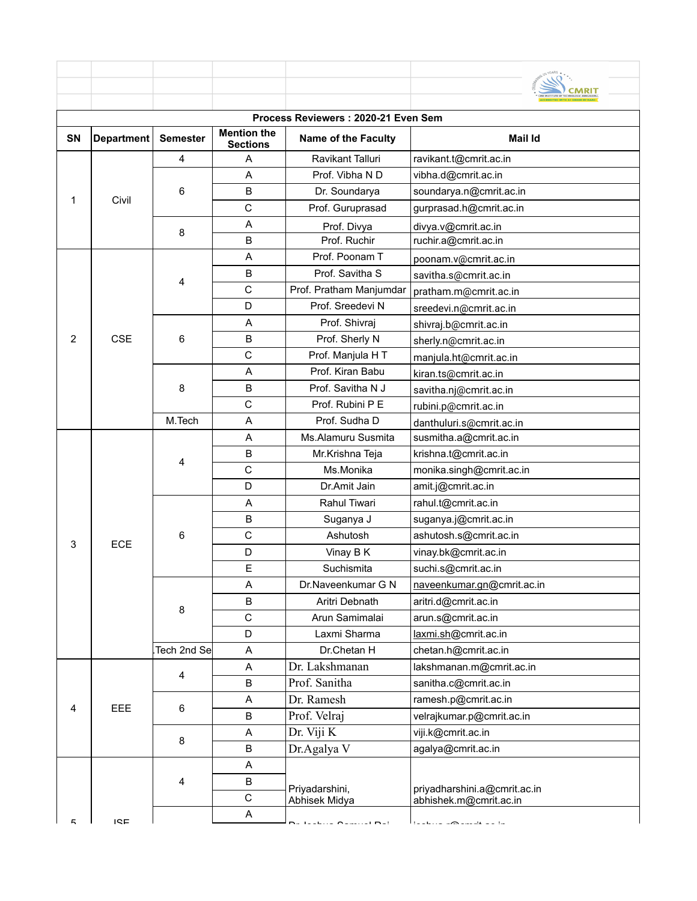| Process Reviewers : 2020-21 Even Sem | | | | | |
|---|---|---|---|---|---|
| **SN** | **Department** | **Semester** | **Mention the Sections** | **Name of the Faculty** | **Mail Id** |
| 1 | Civil | 4 | A | Ravikant Talluri | ravikant.t@cmrit.ac.in |
| | | 6 | A | Prof. Vibha N D | vibha.d@cmrit.ac.in |
| | | | B | Dr. Soundarya | soundarya.n@cmrit.ac.in |
| | | | C | Prof. Guruprasad | gurpprasad.h@cmrit.ac.in |
| | | 8 | A | Prof. Divya | divya.v@cmrit.ac.in |
| | | | B | Prof. Ruchir | ruchir.a@cmrit.ac.in |
| 2 | CSE | 4 | A | Prof. Poonam T | poonam.v@cmrit.ac.in |
| | | | B | Prof. Savitha S | savitha.s@cmrit.ac.in |
| | | | C | Prof. Pratham Manjumdar | pratham.m@cmrit.ac.in |
| | | | D | Prof. Sreedevi N | sreedevi.n@cmrit.ac.in |
| | | 6 | A | Prof. Shivraj | shivraj.b@cmrit.ac.in |
| | | | B | Prof. Sherly N | sherly.n@cmrit.ac.in |
| | | | C | Prof. Manjula H T | manjula.ht@cmrit.ac.in |
| | | 8 | A | Prof. Kiran Babu | kiran.ts@cmrit.ac.in |
| | | | B | Prof. Savitha N J | savitha.nj@cmrit.ac.in |
| | | | C | Prof. Rubini P E | rubini.p@cmrit.ac.in |
| | | M.Tech | A | Prof. Sudha D | danthuluri.s@cmrit.ac.in |
| 3 | ECE | 4 | A | Ms.Alamuru Susmita | susmitha.a@cmrit.ac.in |
| | | | B | Mr.Krishna Teja | krishna.t@cmrit.ac.in |
| | | | C | Ms.Monika | monika.singh@cmrit.ac.in |
| | | | D | Dr.Amit Jain | amit.j@cmrit.ac.in |
| | | 6 | A | Rahul Tiwari | rahul.t@cmrit.ac.in |
| | | | B | Suganya J | suganya.j@cmrit.ac.in |
| | | | C | Ashutosh | ashutosh.s@cmrit.ac.in |
| | | | D | Vinay B K | vinay.bk@cmrit.ac.in |
| | | | E | Suchismita | suchi.s@cmrit.ac.in |
| | | 8 | A | Dr.Naveenkumar G N | naveenkumar.gn@cmrit.ac.in |
| | | | B | Aritri Debnath | aritri.d@cmrit.ac.in |
| | | | C | Arun Samimalai | arun.s@cmrit.ac.in |
| | | | D | Laxmi Sharma | laxmi.sh@cmrit.ac.in |
| | | .Tech 2nd Se | A | Dr.Chetan H | chetan.h@cmrit.ac.in |
| 4 | EEE | 4 | A | Dr. Lakshmanan | lakshmanan.m@cmrit.ac.in |
| | | | B | Prof. Sanitha | sanitha.c@cmrit.ac.in |
| | | 6 | A | Dr. Ramesh | ramesh.p@cmrit.ac.in |
| | | | B | Prof. Velraj | velrajkumar.p@cmrit.ac.in |
| | | 8 | A | Dr. Viji K | viji.k@cmrit.ac.in |
| | | | B | Dr.Agalya V | agalya@cmrit.ac.in |
| 5 | ISE | 4 | A | Priyadarshini, Abhisek Midya | priyadharshini.a@cmrit.ac.in abhishek.m@cmrit.ac.in |
| | | | B | | |
| | | | C | | |
| | | | A | Dr Joshua Samuel Raj | joshua.r@cmrit.ac.in |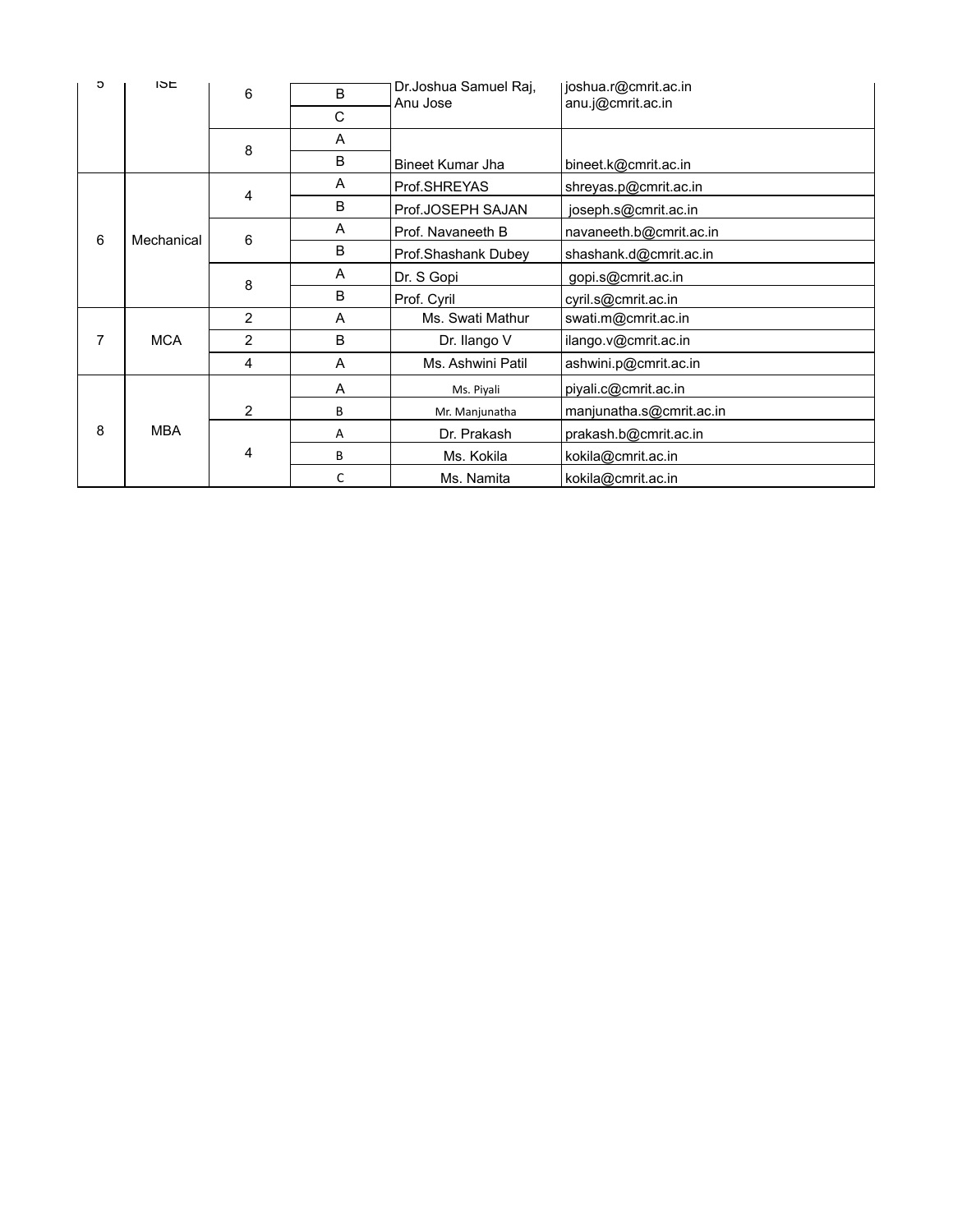| 5 | ISE | 6 | B | Dr.Joshua Samuel Raj, Anu Jose | joshua.r@cmrit.ac.in anu.j@cmrit.ac.in |
|---|---|---|---|---|---|
| | | | C | | |
| | | 8 | A | | |
| | | | B | Bineet Kumar Jha | bineet.k@cmrit.ac.in |
| 6 | Mechanical | 4 | A | Prof.SHREYAS | shreyas.p@cmrit.ac.in |
| | | | B | Prof.JOSEPH SAJAN | joseph.s@cmrit.ac.in |
| | | 6 | A | Prof. Navaneeth B | navaneeth.b@cmrit.ac.in |
| | | | B | Prof.Shashank Dubey | shashank.d@cmrit.ac.in |
| | | 8 | A | Dr. S Gopi | gopi.s@cmrit.ac.in |
| | | | B | Prof. Cyril | cyril.s@cmrit.ac.in |
| 7 | MCA | 2 | A | Ms. Swati Mathur | swati.m@cmrit.ac.in |
| | | 2 | B | Dr. Ilango V | ilango.v@cmrit.ac.in |
| | | 4 | A | Ms. Ashwini Patil | ashwini.p@cmrit.ac.in |
| 8 | MBA | 2 | A | Ms. Piyali | piyali.c@cmrit.ac.in |
| | | | B | Mr. Manjunatha | manjunatha.s@cmrit.ac.in |
| | | 4 | A | Dr. Prakash | prakash.b@cmrit.ac.in |
| | | | B | Ms. Kokila | kokila@cmrit.ac.in |
| | | | C | Ms. Namita | kokila@cmrit.ac.in |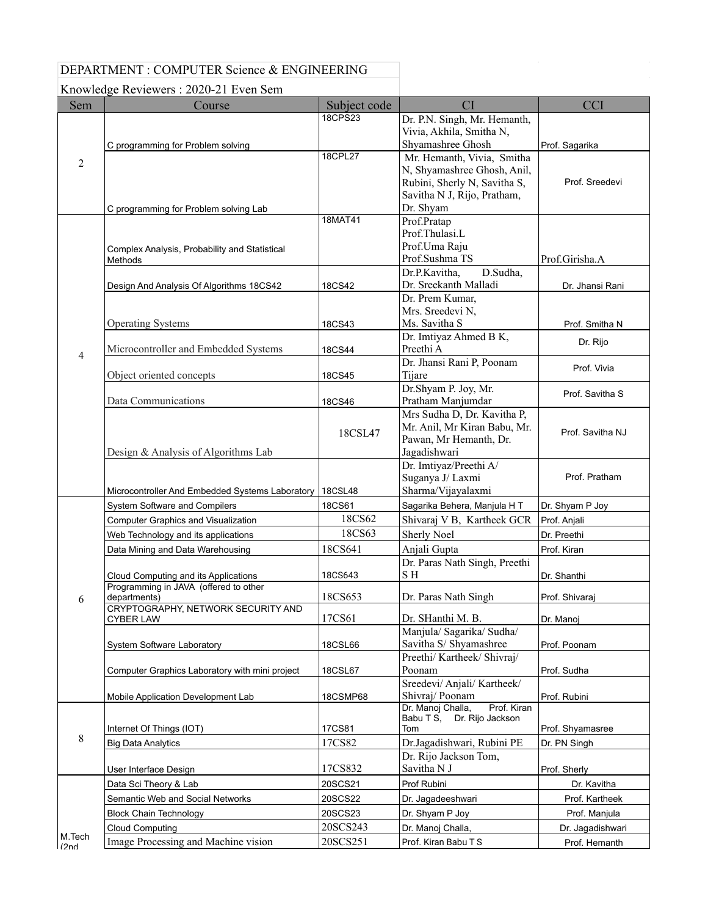DEPARTMENT : COMPUTER Science & ENGINEERING

Knowledge Reviewers : 2020-21 Even Sem

| Sem | Course | Subject code | CI | CCI |
|---|---|---|---|---|
| 2 | C programming for Problem solving | 18CPS23 | Dr. P.N. Singh, Mr. Hemanth, Vivia, Akhila, Smitha N, Shyamashree Ghosh | Prof. Sagarika |
| | C programming for Problem solving Lab | 18CPL27 | Mr. Hemanth, Vivia, Smitha N, Shyamashree Ghosh, Anil, Rubini, Sherly N, Savitha S, Savitha N J, Rijo, Pratham, Dr. Shyam | Prof. Sreedevi |
| 4 | Complex Analysis, Probability and Statistical Methods | 18MAT41 | Prof.Pratap Prof.Thulasi.L Prof.Uma Raju Prof.Sushma TS | Prof.Girisha.A |
| | Design And Analysis Of Algorithms 18CS42 | 18CS42 | Dr.P.Kavitha, D.Sudha, Dr. Sreekanth Malladi | Dr. Jhansi Rani |
| | Operating Systems | 18CS43 | Dr. Prem Kumar, Mrs. Sreedevi N, Ms. Savitha S | Prof. Smitha N |
| | Microcontroller and Embedded Systems | 18CS44 | Dr. Imtiyaz Ahmed B K, Preethi A | Dr. Rijo |
| | Object oriented concepts | 18CS45 | Dr. Jhansi Rani P, Poonam Tijare | Prof. Vivia |
| | Data Communications | 18CS46 | Dr.Shyam P. Joy, Mr. Pratham Manjumdar | Prof. Savitha S |
| | Design & Analysis of Algorithms Lab | 18CSL47 | Mrs Sudha D, Dr. Kavitha P, Mr. Anil, Mr Kiran Babu, Mr. Pawan, Mr Hemanth, Dr. Jagadishwari | Prof. Savitha NJ |
| | Microcontroller And Embedded Systems Laboratory | 18CSL48 | Dr. Imtiyaz/Preethi A/ Suganya J/ Laxmi Sharma/Vijayalaxmi | Prof. Pratham |
| 6 | System Software and Compilers | 18CS61 | Sagarika Behera, Manjula H T | Dr. Shyam P Joy |
| | Computer Graphics and Visualization | 18CS62 | Shivaraj V B, Kartheek GCR | Prof. Anjali |
| | Web Technology and its applications | 18CS63 | Sherly Noel | Dr. Preethi |
| | Data Mining and Data Warehousing | 18CS641 | Anjali Gupta | Prof. Kiran |
| | Cloud Computing and its Applications | 18CS643 | Dr. Paras Nath Singh, Preethi S H | Dr. Shanthi |
| | Programming in JAVA (offered to other departments) | 18CS653 | Dr. Paras Nath Singh | Prof. Shivaraj |
| | CRYPTOGRAPHY, NETWORK SECURITY AND CYBER LAW | 17CS61 | Dr. SHanthi M. B. | Dr. Manoj |
| | System Software Laboratory | 18CSL66 | Manjula/ Sagarika/ Sudha/ Savitha S/ Shyamashree | Prof. Poonam |
| | Computer Graphics Laboratory with mini project | 18CSL67 | Preethi/ Kartheek/ Shivraj/ Poonam | Prof. Sudha |
| | Mobile Application Development Lab | 18CSMP68 | Sreedevi/ Anjali/ Kartheek/ Shivraj/ Poonam | Prof. Rubini |
| 8 | Internet Of Things (IOT) | 17CS81 | Dr. Manoj Challa, Prof. Kiran Babu T S, Dr. Rijo Jackson Tom | Prof. Shyamasree |
| | Big Data Analytics | 17CS82 | Dr.Jagadishwari, Rubini PE | Dr. PN Singh |
| | User Interface Design | 17CS832 | Dr. Rijo Jackson Tom, Savitha N J | Prof. Sherly |
| M.Tech (2nd | Data Sci Theory & Lab | 20SCS21 | Prof Rubini | Dr. Kavitha |
| | Semantic Web and Social Networks | 20SCS22 | Dr. Jagadeeshwari | Prof. Kartheek |
| | Block Chain Technology | 20SCS23 | Dr. Shyam P Joy | Prof. Manjula |
| | Cloud Computing | 20SCS243 | Dr. Manoj Challa, | Dr. Jagadishwari |
| | Image Processing and Machine vision | 20SCS251 | Prof. Kiran Babu T S | Prof. Hemanth |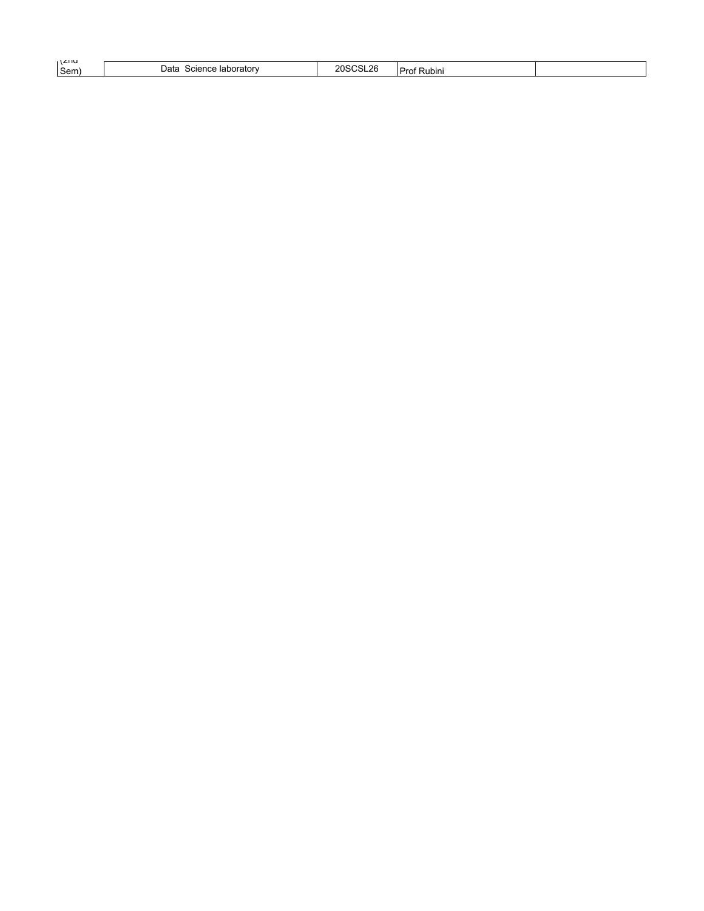| | | | | |
|---|---|---|---|---|
| (2nd Sem) | Data Science laboratory | 20SCSL26 | Prof Rubini | |